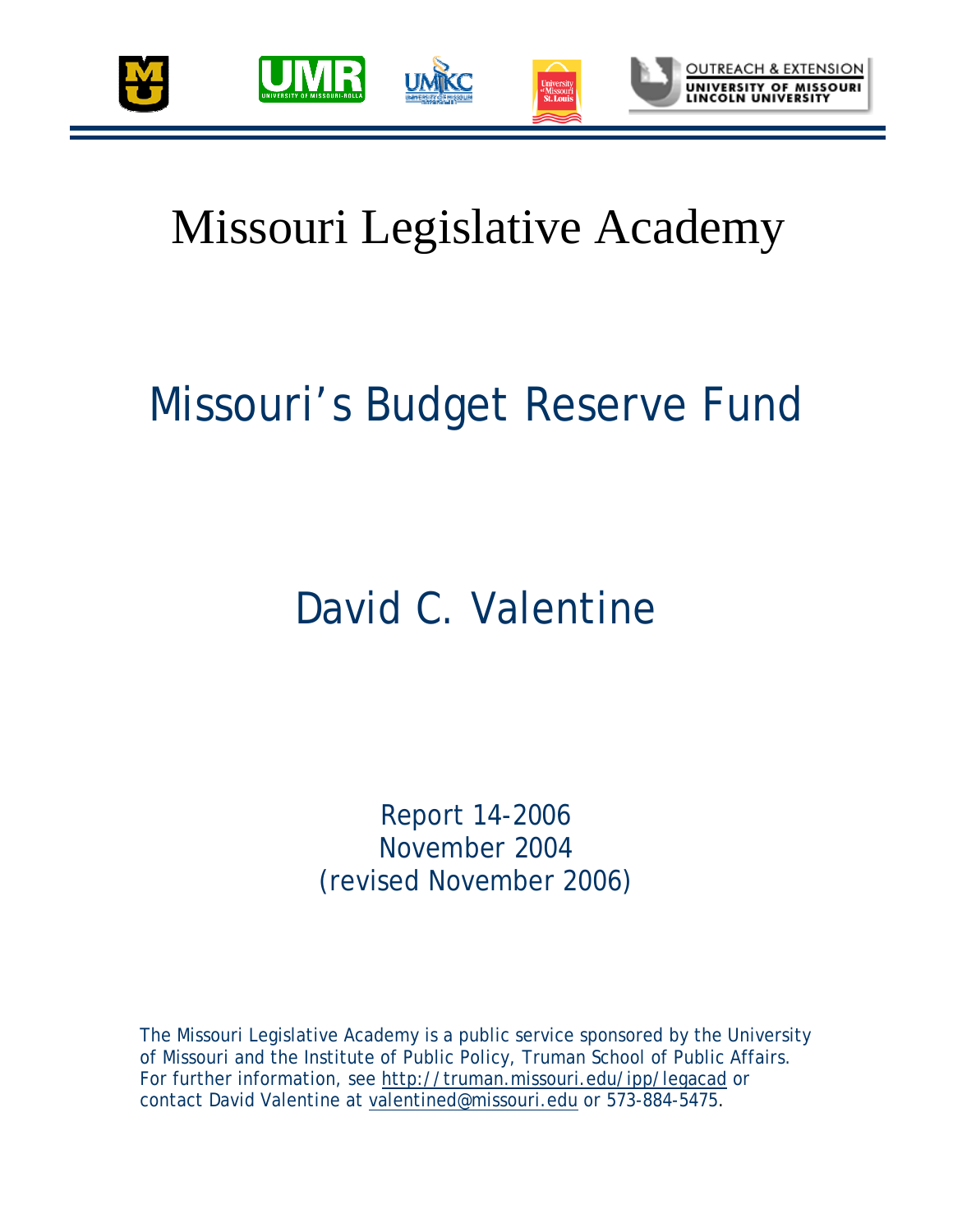# Missouri Legislative Academy

## Missouri's Budget Reserve Fund

David C. Valentine

Report 14-2006
November 2004
(revised November 2006)

The Missouri Legislative Academy is a public service sponsored by the University of Missouri and the Institute of Public Policy, Truman School of Public Affairs. For further information, see http://truman.missouri.edu/ipp/legacad or contact David Valentine at valentined@missouri.edu or 573-884-5475.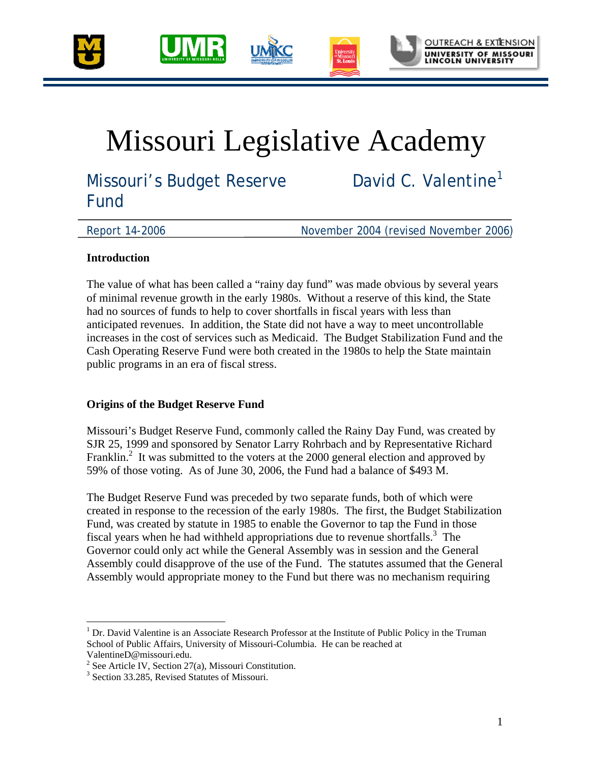# Missouri Legislative Academy

## Missouri's Budget Reserve Fund

David C. Valentine[1]

Report 14-2006 — November 2004 (revised November 2006)

### Introduction

The value of what has been called a "rainy day fund" was made obvious by several years of minimal revenue growth in the early 1980s. Without a reserve of this kind, the State had no sources of funds to help to cover shortfalls in fiscal years with less than anticipated revenues. In addition, the State did not have a way to meet uncontrollable increases in the cost of services such as Medicaid. The Budget Stabilization Fund and the Cash Operating Reserve Fund were both created in the 1980s to help the State maintain public programs in an era of fiscal stress.

### Origins of the Budget Reserve Fund

Missouri's Budget Reserve Fund, commonly called the Rainy Day Fund, was created by SJR 25, 1999 and sponsored by Senator Larry Rohrbach and by Representative Richard Franklin.[2] It was submitted to the voters at the 2000 general election and approved by 59% of those voting. As of June 30, 2006, the Fund had a balance of $493 M.

The Budget Reserve Fund was preceded by two separate funds, both of which were created in response to the recession of the early 1980s. The first, the Budget Stabilization Fund, was created by statute in 1985 to enable the Governor to tap the Fund in those fiscal years when he had withheld appropriations due to revenue shortfalls.[3] The Governor could only act while the General Assembly was in session and the General Assembly could disapprove of the use of the Fund. The statutes assumed that the General Assembly would appropriate money to the Fund but there was no mechanism requiring

---

[1] Dr. David Valentine is an Associate Research Professor at the Institute of Public Policy in the Truman School of Public Affairs, University of Missouri-Columbia. He can be reached at ValentineD@missouri.edu.

[2] See Article IV, Section 27(a), Missouri Constitution.

[3] Section 33.285, Revised Statutes of Missouri.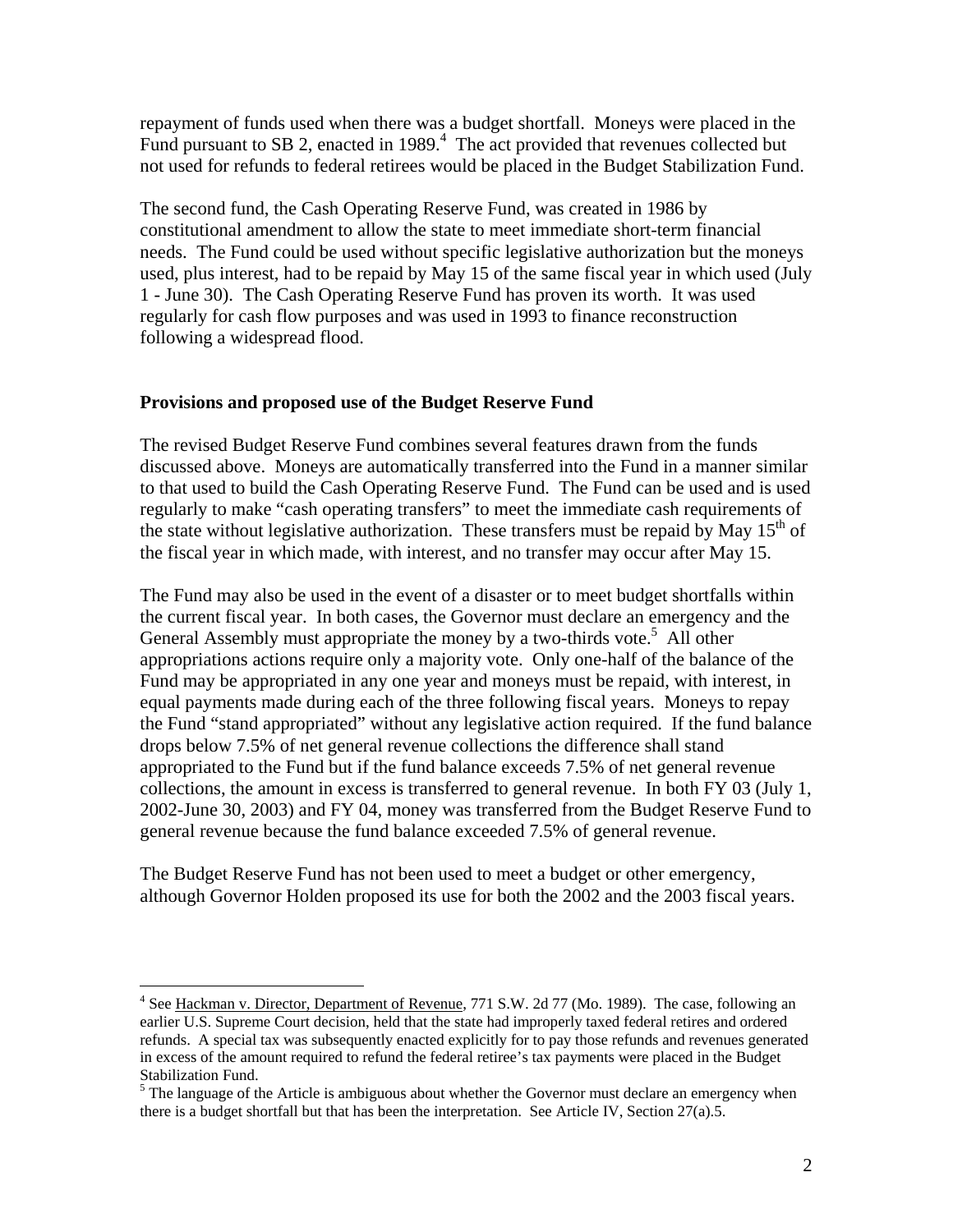repayment of funds used when there was a budget shortfall. Moneys were placed in the Fund pursuant to SB 2, enacted in 1989.[4] The act provided that revenues collected but not used for refunds to federal retirees would be placed in the Budget Stabilization Fund.

The second fund, the Cash Operating Reserve Fund, was created in 1986 by constitutional amendment to allow the state to meet immediate short-term financial needs. The Fund could be used without specific legislative authorization but the moneys used, plus interest, had to be repaid by May 15 of the same fiscal year in which used (July 1 - June 30). The Cash Operating Reserve Fund has proven its worth. It was used regularly for cash flow purposes and was used in 1993 to finance reconstruction following a widespread flood.

**Provisions and proposed use of the Budget Reserve Fund**

The revised Budget Reserve Fund combines several features drawn from the funds discussed above. Moneys are automatically transferred into the Fund in a manner similar to that used to build the Cash Operating Reserve Fund. The Fund can be used and is used regularly to make "cash operating transfers" to meet the immediate cash requirements of the state without legislative authorization. These transfers must be repaid by May 15th of the fiscal year in which made, with interest, and no transfer may occur after May 15.

The Fund may also be used in the event of a disaster or to meet budget shortfalls within the current fiscal year. In both cases, the Governor must declare an emergency and the General Assembly must appropriate the money by a two-thirds vote.[5] All other appropriations actions require only a majority vote. Only one-half of the balance of the Fund may be appropriated in any one year and moneys must be repaid, with interest, in equal payments made during each of the three following fiscal years. Moneys to repay the Fund "stand appropriated" without any legislative action required. If the fund balance drops below 7.5% of net general revenue collections the difference shall stand appropriated to the Fund but if the fund balance exceeds 7.5% of net general revenue collections, the amount in excess is transferred to general revenue. In both FY 03 (July 1, 2002-June 30, 2003) and FY 04, money was transferred from the Budget Reserve Fund to general revenue because the fund balance exceeded 7.5% of general revenue.

The Budget Reserve Fund has not been used to meet a budget or other emergency, although Governor Holden proposed its use for both the 2002 and the 2003 fiscal years.

---

[4] See Hackman v. Director, Department of Revenue, 771 S.W. 2d 77 (Mo. 1989). The case, following an earlier U.S. Supreme Court decision, held that the state had improperly taxed federal retires and ordered refunds. A special tax was subsequently enacted explicitly for to pay those refunds and revenues generated in excess of the amount required to refund the federal retiree's tax payments were placed in the Budget Stabilization Fund.

[5] The language of the Article is ambiguous about whether the Governor must declare an emergency when there is a budget shortfall but that has been the interpretation. See Article IV, Section 27(a).5.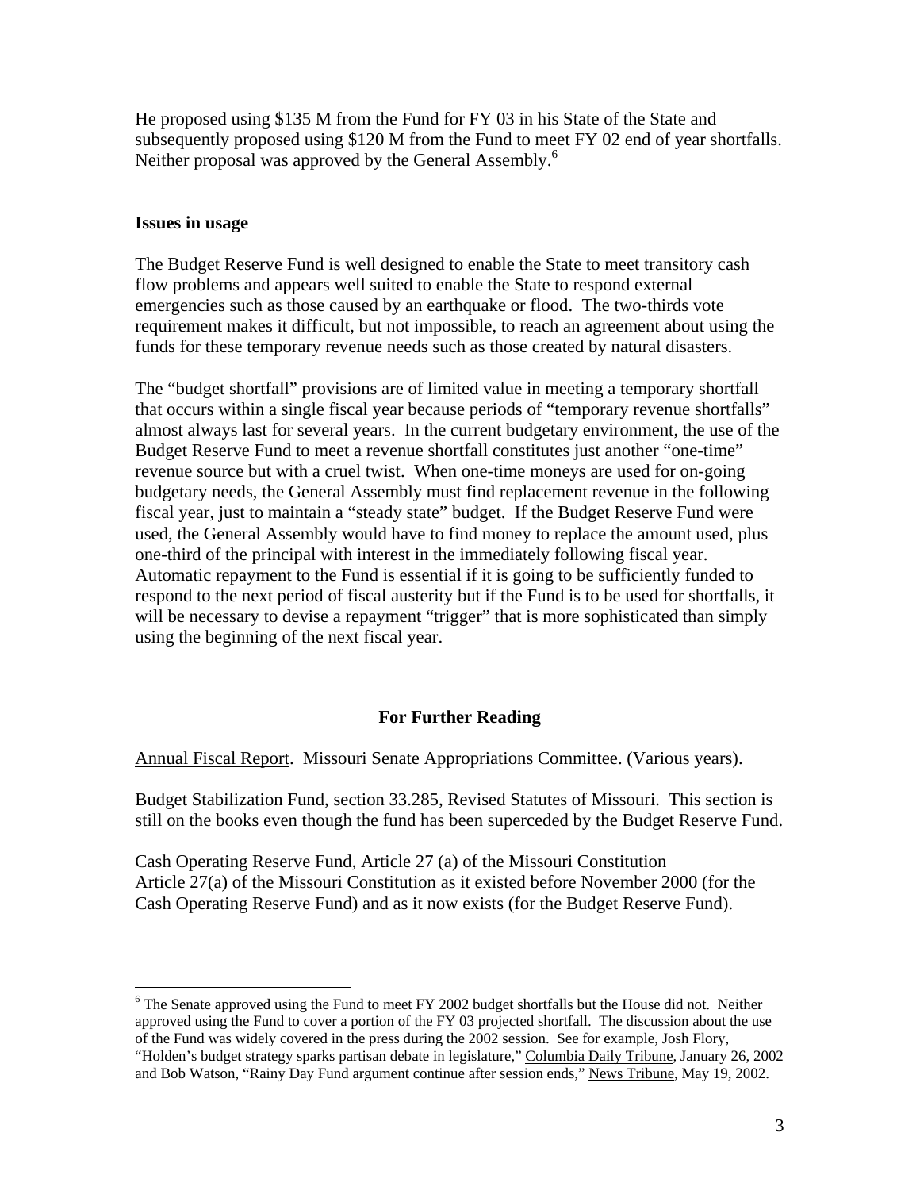He proposed using $135 M from the Fund for FY 03 in his State of the State and subsequently proposed using $120 M from the Fund to meet FY 02 end of year shortfalls. Neither proposal was approved by the General Assembly.[6]

**Issues in usage**

The Budget Reserve Fund is well designed to enable the State to meet transitory cash flow problems and appears well suited to enable the State to respond external emergencies such as those caused by an earthquake or flood. The two-thirds vote requirement makes it difficult, but not impossible, to reach an agreement about using the funds for these temporary revenue needs such as those created by natural disasters.

The "budget shortfall" provisions are of limited value in meeting a temporary shortfall that occurs within a single fiscal year because periods of "temporary revenue shortfalls" almost always last for several years. In the current budgetary environment, the use of the Budget Reserve Fund to meet a revenue shortfall constitutes just another "one-time" revenue source but with a cruel twist. When one-time moneys are used for on-going budgetary needs, the General Assembly must find replacement revenue in the following fiscal year, just to maintain a "steady state" budget. If the Budget Reserve Fund were used, the General Assembly would have to find money to replace the amount used, plus one-third of the principal with interest in the immediately following fiscal year. Automatic repayment to the Fund is essential if it is going to be sufficiently funded to respond to the next period of fiscal austerity but if the Fund is to be used for shortfalls, it will be necessary to devise a repayment "trigger" that is more sophisticated than simply using the beginning of the next fiscal year.

## For Further Reading

Annual Fiscal Report. Missouri Senate Appropriations Committee. (Various years).

Budget Stabilization Fund, section 33.285, Revised Statutes of Missouri. This section is still on the books even though the fund has been superceded by the Budget Reserve Fund.

Cash Operating Reserve Fund, Article 27 (a) of the Missouri Constitution
Article 27(a) of the Missouri Constitution as it existed before November 2000 (for the Cash Operating Reserve Fund) and as it now exists (for the Budget Reserve Fund).

---

[6] The Senate approved using the Fund to meet FY 2002 budget shortfalls but the House did not. Neither approved using the Fund to cover a portion of the FY 03 projected shortfall. The discussion about the use of the Fund was widely covered in the press during the 2002 session. See for example, Josh Flory, "Holden's budget strategy sparks partisan debate in legislature," Columbia Daily Tribune, January 26, 2002 and Bob Watson, "Rainy Day Fund argument continue after session ends," News Tribune, May 19, 2002.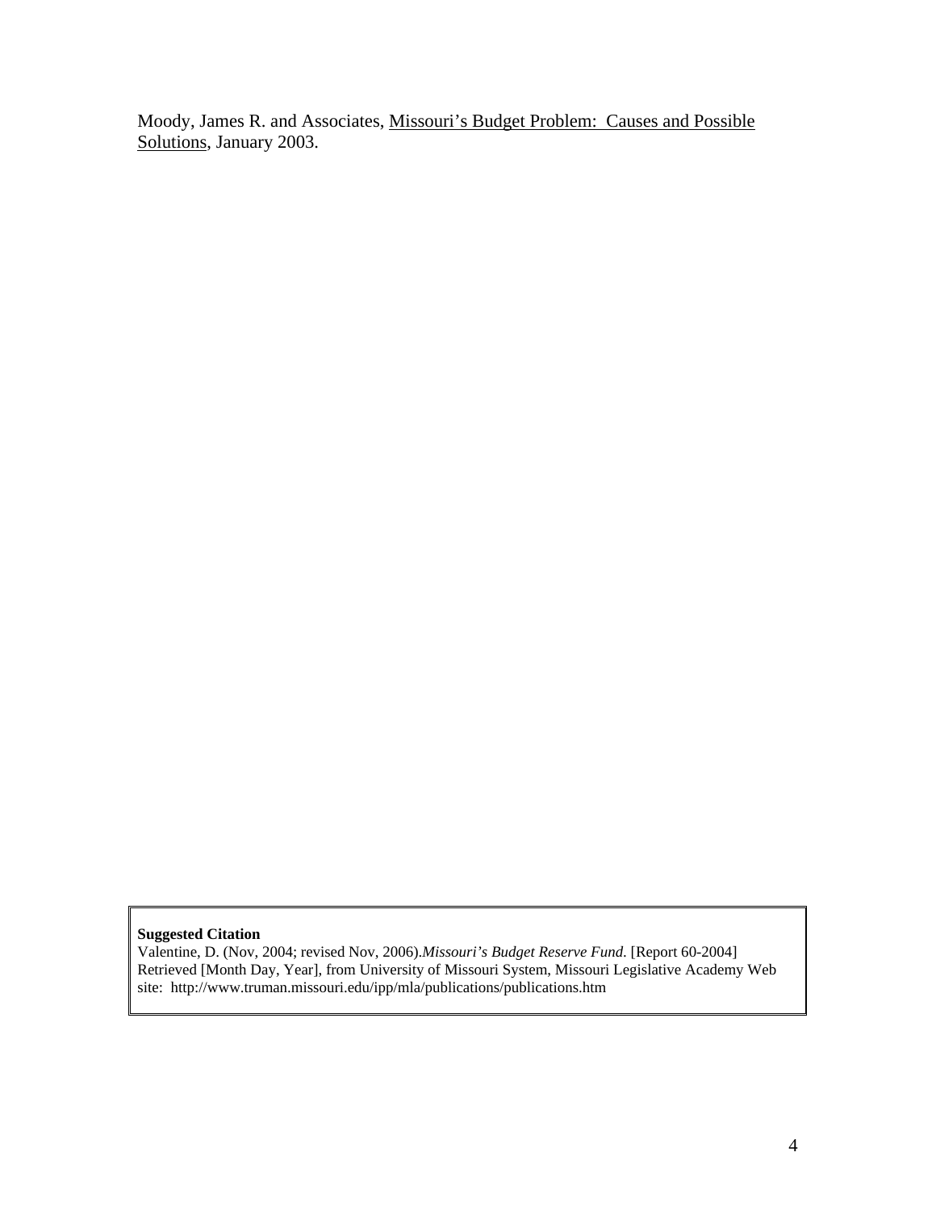Moody, James R. and Associates, Missouri's Budget Problem: Causes and Possible Solutions, January 2003.

**Suggested Citation**
Valentine, D. (Nov, 2004; revised Nov, 2006).*Missouri's Budget Reserve Fund.* [Report 60-2004] Retrieved [Month Day, Year], from University of Missouri System, Missouri Legislative Academy Web site: http://www.truman.missouri.edu/ipp/mla/publications/publications.htm